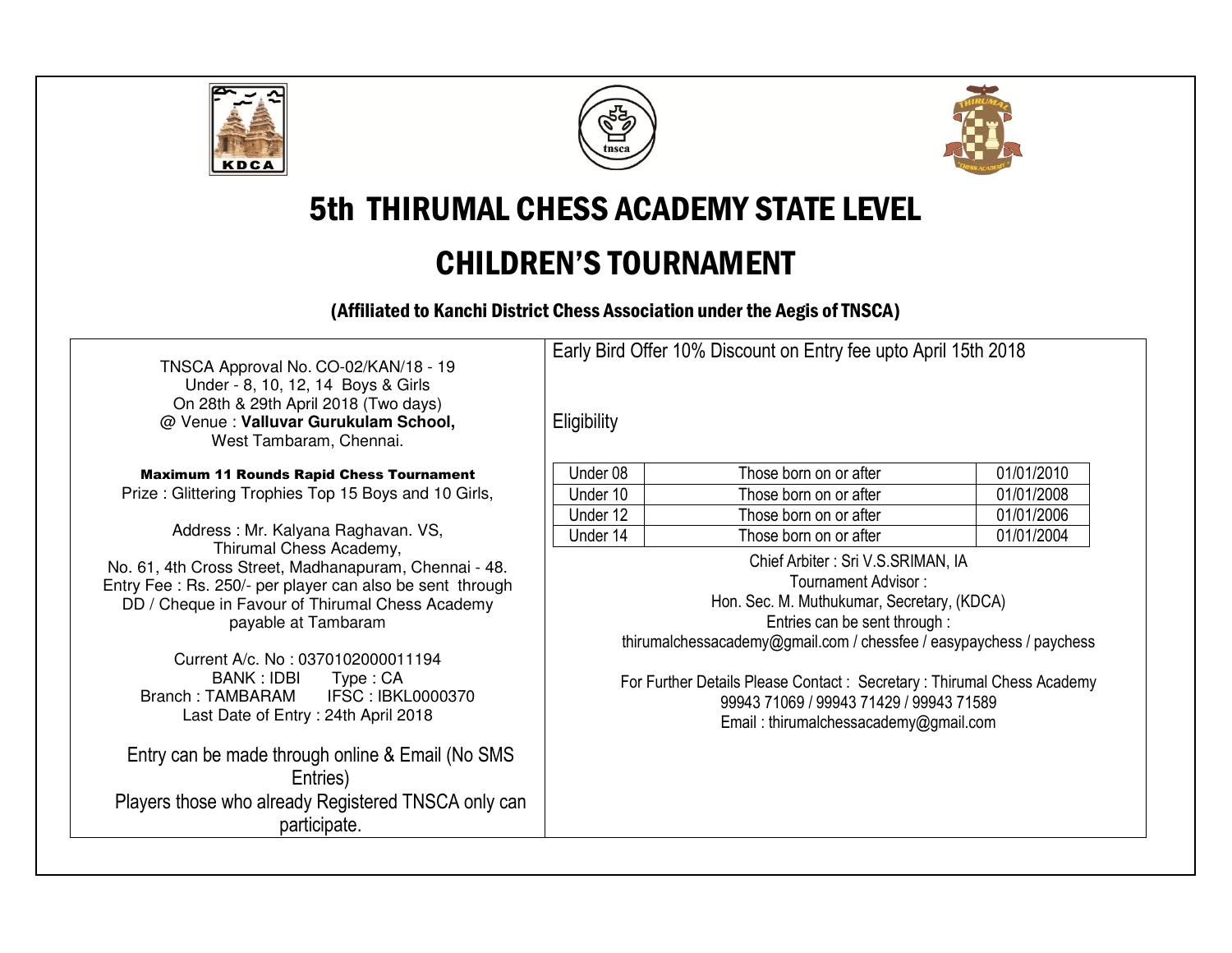# 5th THIRUMAL CHESS ACADEMY STATE LEVEL

# CHILDREN'S TOURNAMENT

### (Affiliated to Kanchi District Chess Association under the Aegis of TNSCA)

TNSCA Approval No. CO-02/KAN/18 - 19
Under - 8, 10, 12, 14 Boys & Girls
On 28th & 29th April 2018 (Two days)
@ Venue : **Valluvar Gurukulam School,**
West Tambaram, Chennai.

**Maximum 11 Rounds Rapid Chess Tournament**
Prize : Glittering Trophies Top 15 Boys and 10 Girls,

Address : Mr. Kalyana Raghavan. VS,
Thirumal Chess Academy,
No. 61, 4th Cross Street, Madhanapuram, Chennai - 48.
Entry Fee : Rs. 250/- per player can also be sent through DD / Cheque in Favour of Thirumal Chess Academy payable at Tambaram

Current A/c. No : 0370102000011194
BANK : IDBI Type : CA
Branch : TAMBARAM IFSC : IBKL0000370
Last Date of Entry : 24th April 2018

Entry can be made through online & Email (No SMS Entries)
Players those who already Registered TNSCA only can participate.

Early Bird Offer 10% Discount on Entry fee upto April 15th 2018

Eligibility

| | | |
|---|---|---|
| Under 08 | Those born on or after | 01/01/2010 |
| Under 10 | Those born on or after | 01/01/2008 |
| Under 12 | Those born on or after | 01/01/2006 |
| Under 14 | Those born on or after | 01/01/2004 |

Chief Arbiter : Sri V.S.SRIMAN, IA
Tournament Advisor :
Hon. Sec. M. Muthukumar, Secretary, (KDCA)
Entries can be sent through :
thirumalchessacademy@gmail.com / chessfee / easypaychess / paychess

For Further Details Please Contact : Secretary : Thirumal Chess Academy
99943 71069 / 99943 71429 / 99943 71589
Email : thirumalchessacademy@gmail.com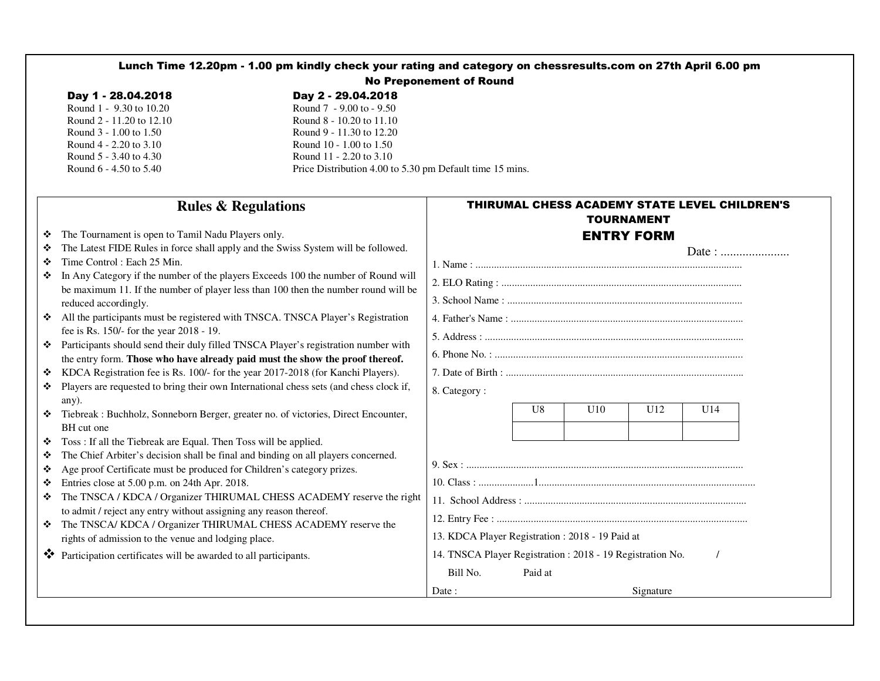**Lunch Time 12.20pm - 1.00 pm kindly check your rating and category on chessresults.com on 27th April 6.00 pm**

**No Preponement of Round**

**Day 1 - 28.04.2018**

Round 1 - 9.30 to 10.20
Round 2 - 11.20 to 12.10
Round 3 - 1.00 to 1.50
Round 4 - 2.20 to 3.10
Round 5 - 3.40 to 4.30
Round 6 - 4.50 to 5.40

**Day 2 - 29.04.2018**

Round 7 - 9.00 to - 9.50
Round 8 - 10.20 to 11.10
Round 9 - 11.30 to 12.20
Round 10 - 1.00 to 1.50
Round 11 - 2.20 to 3.10
Price Distribution 4.00 to 5.30 pm Default time 15 mins.

## Rules & Regulations

- The Tournament is open to Tamil Nadu Players only.
- The Latest FIDE Rules in force shall apply and the Swiss System will be followed.
- Time Control : Each 25 Min.
- In Any Category if the number of the players Exceeds 100 the number of Round will be maximum 11. If the number of player less than 100 then the number round will be reduced accordingly.
- All the participants must be registered with TNSCA. TNSCA Player's Registration fee is Rs. 150/- for the year 2018 - 19.
- Participants should send their duly filled TNSCA Player's registration number with the entry form. **Those who have already paid must the show the proof thereof.**
- KDCA Registration fee is Rs. 100/- for the year 2017-2018 (for Kanchi Players).
- Players are requested to bring their own International chess sets (and chess clock if, any).
- Tiebreak : Buchholz, Sonneborn Berger, greater no. of victories, Direct Encounter, BH cut one
- Toss : If all the Tiebreak are Equal. Then Toss will be applied.
- The Chief Arbiter's decision shall be final and binding on all players concerned.
- Age proof Certificate must be produced for Children's category prizes.
- Entries close at 5.00 p.m. on 24th Apr. 2018.
- The TNSCA / KDCA / Organizer THIRUMAL CHESS ACADEMY reserve the right to admit / reject any entry without assigning any reason thereof.
- The TNSCA/ KDCA / Organizer THIRUMAL CHESS ACADEMY reserve the rights of admission to the venue and lodging place.
- Participation certificates will be awarded to all participants.

## THIRUMAL CHESS ACADEMY STATE LEVEL CHILDREN'S TOURNAMENT

## ENTRY FORM

Date : ......................

1. Name : ......................................................................................................
2. ELO Rating : ............................................................................................
3. School Name : ..........................................................................................
4. Father's Name : .........................................................................................
5. Address : ...................................................................................................
6. Phone No. : ...............................................................................................
7. Date of Birth : ...........................................................................................
8. Category :

| U8 | U10 | U12 | U14 |
|---|---|---|---|
| | | | |

9. Sex : ..........................................................................................................
10. Class : .....................1..................................................................................
11. School Address : .....................................................................................
12. Entry Fee : ................................................................................................
13. KDCA Player Registration : 2018 - 19 Paid at
14. TNSCA Player Registration : 2018 - 19 Registration No. /

    Bill No. Paid at

Date : Signature